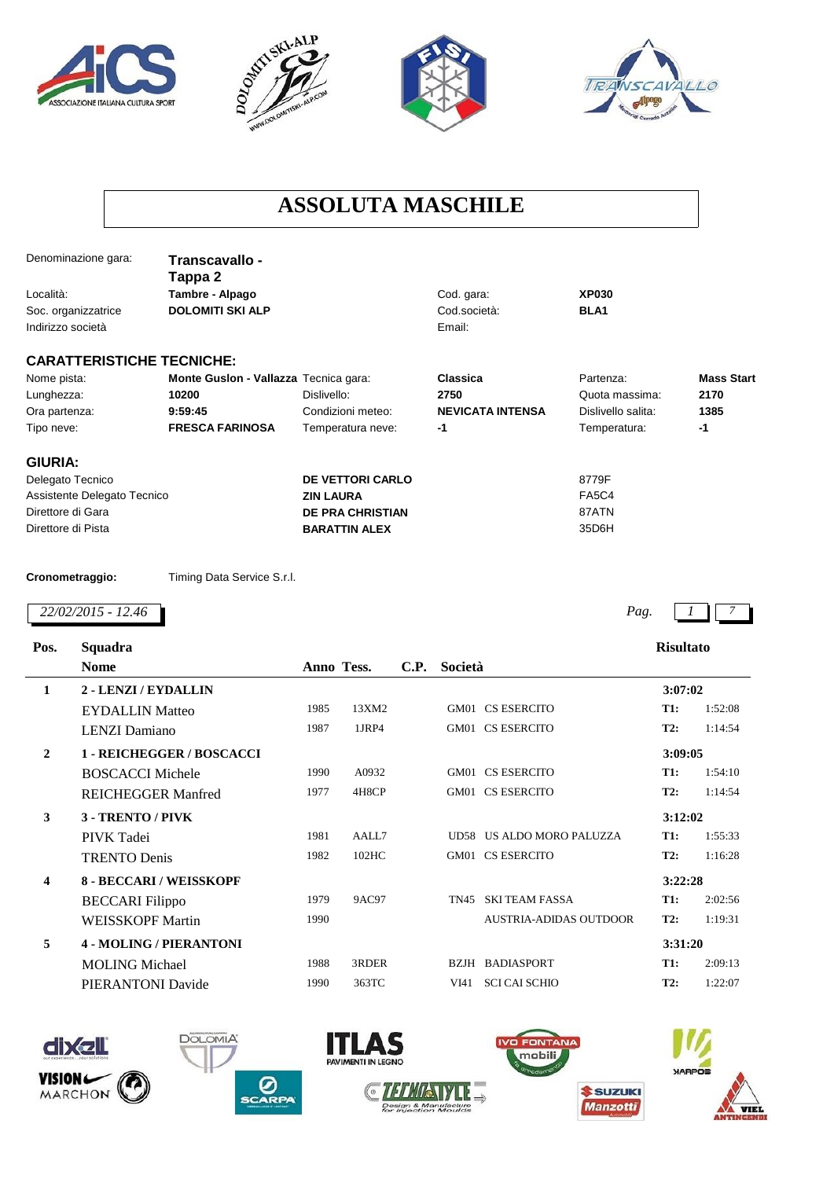# ASSOLUTA MASCHILE

| | | | | | |
|---|---|---|---|---|---|
| Denominazione gara: | **Transcavallo - Tappa 2** | | | | |
| Località: | **Tambre - Alpago** | | Cod. gara: | **XP030** | |
| Soc. organizzatrice | **DOLOMITI SKI ALP** | | Cod.società: | **BLA1** | |
| Indirizzo società | | | Email: | | |

## CARATTERISTICHE TECNICHE:

| | | | | | |
|---|---|---|---|---|---|
| Nome pista: | **Monte Guslon - Vallazza** | Tecnica gara: | **Classica** | Partenza: | **Mass Start** |
| Lunghezza: | **10200** | Dislivello: | **2750** | Quota massima: | **2170** |
| Ora partenza: | **9:59:45** | Condizioni meteo: | **NEVICATA INTENSA** | Dislivello salita: | **1385** |
| Tipo neve: | **FRESCA FARINOSA** | Temperatura neve: | **-1** | Temperatura: | **-1** |

## GIURIA:

| | | |
|---|---|---|
| Delegato Tecnico | **DE VETTORI CARLO** | 8779F |
| Assistente Delegato Tecnico | **ZIN LAURA** | FA5C4 |
| Direttore di Gara | **DE PRA CHRISTIAN** | 87ATN |
| Direttore di Pista | **BARATTIN ALEX** | 35D6H |

**Cronometraggio:** Timing Data Service S.r.l.

*22/02/2015 - 12.46*

| Pos. | Squadra / Nome | Anno | Tess. | C.P. | Società | Risultato | |
|---|---|---|---|---|---|---|---|
| **1** | **2 - LENZI / EYDALLIN** | | | | | **3:07:02** | |
| | EYDALLIN Matteo | 1985 | 13XM2 | GM01 | CS ESERCITO | **T1:** | 1:52:08 |
| | LENZI Damiano | 1987 | 1JRP4 | GM01 | CS ESERCITO | **T2:** | 1:14:54 |
| **2** | **1 - REICHEGGER / BOSCACCI** | | | | | **3:09:05** | |
| | BOSCACCI Michele | 1990 | A0932 | GM01 | CS ESERCITO | **T1:** | 1:54:10 |
| | REICHEGGER Manfred | 1977 | 4H8CP | GM01 | CS ESERCITO | **T2:** | 1:14:54 |
| **3** | **3 - TRENTO / PIVK** | | | | | **3:12:02** | |
| | PIVK Tadei | 1981 | AALL7 | UD58 | US ALDO MORO PALUZZA | **T1:** | 1:55:33 |
| | TRENTO Denis | 1982 | 102HC | GM01 | CS ESERCITO | **T2:** | 1:16:28 |
| **4** | **8 - BECCARI / WEISSKOPF** | | | | | **3:22:28** | |
| | BECCARI Filippo | 1979 | 9AC97 | TN45 | SKI TEAM FASSA | **T1:** | 2:02:56 |
| | WEISSKOPF Martin | 1990 | | | AUSTRIA-ADIDAS OUTDOOR | **T2:** | 1:19:31 |
| **5** | **4 - MOLING / PIERANTONI** | | | | | **3:31:20** | |
| | MOLING Michael | 1988 | 3RDER | BZJH | BADIASPORT | **T1:** | 2:09:13 |
| | PIERANTONI Davide | 1990 | 363TC | VI41 | SCI CAI SCHIO | **T2:** | 1:22:07 |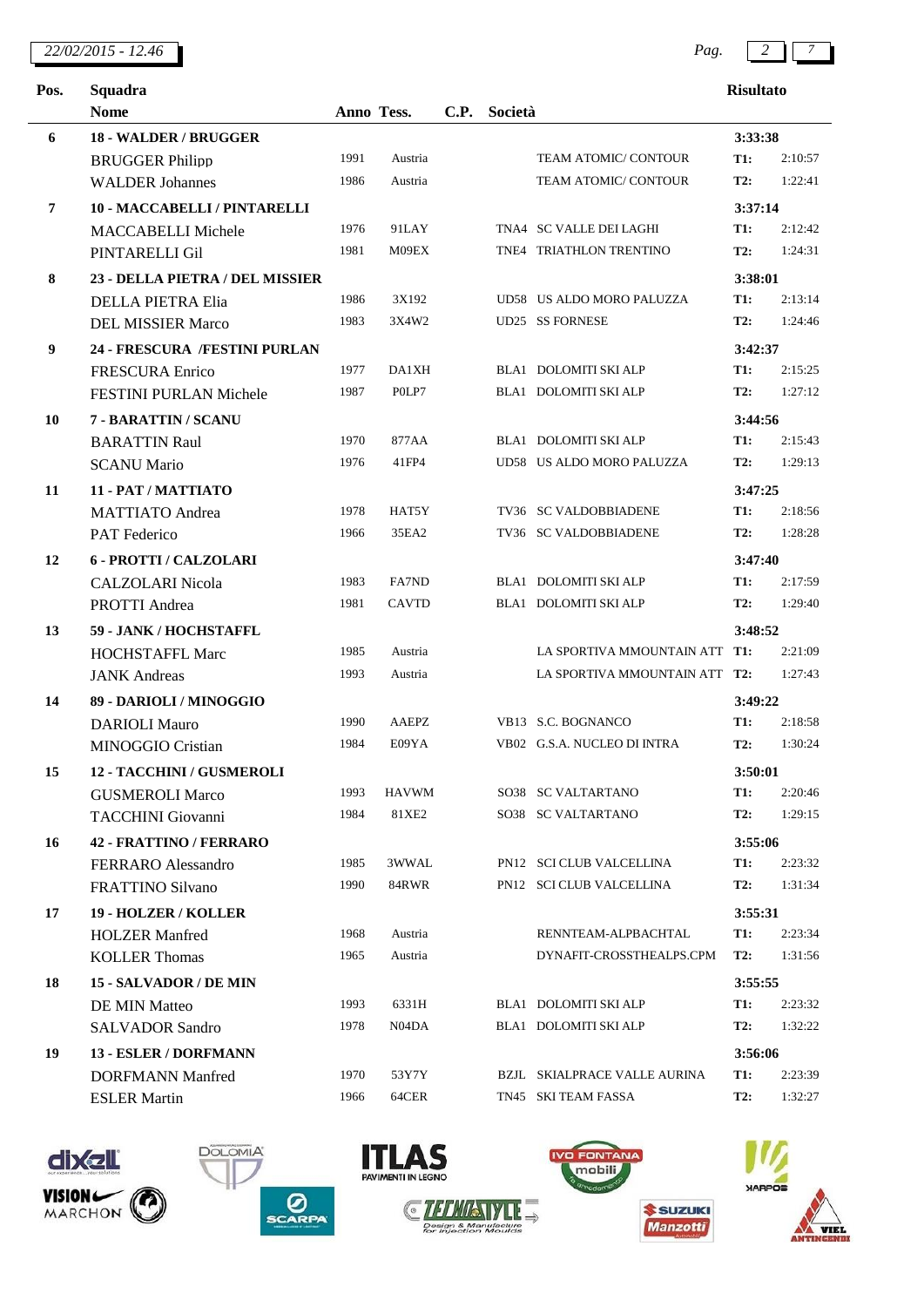| Pos. | Squadra / Nome | Anno | Tess. | C.P. | Società | Risultato | |
|---|---|---|---|---|---|---|---|
| **6** | **18 - WALDER / BRUGGER** | | | | | **3:33:38** | |
| | BRUGGER Philipp | 1991 | Austria | | TEAM ATOMIC/ CONTOUR | **T1:** | 2:10:57 |
| | WALDER Johannes | 1986 | Austria | | TEAM ATOMIC/ CONTOUR | **T2:** | 1:22:41 |
| **7** | **10 - MACCABELLI / PINTARELLI** | | | | | **3:37:14** | |
| | MACCABELLI Michele | 1976 | 91LAY | TNA4 | SC VALLE DEI LAGHI | **T1:** | 2:12:42 |
| | PINTARELLI Gil | 1981 | M09EX | TNE4 | TRIATHLON TRENTINO | **T2:** | 1:24:31 |
| **8** | **23 - DELLA PIETRA / DEL MISSIER** | | | | | **3:38:01** | |
| | DELLA PIETRA Elia | 1986 | 3X192 | UD58 | US ALDO MORO PALUZZA | **T1:** | 2:13:14 |
| | DEL MISSIER Marco | 1983 | 3X4W2 | UD25 | SS FORNESE | **T2:** | 1:24:46 |
| **9** | **24 - FRESCURA /FESTINI PURLAN** | | | | | **3:42:37** | |
| | FRESCURA Enrico | 1977 | DA1XH | BLA1 | DOLOMITI SKI ALP | **T1:** | 2:15:25 |
| | FESTINI PURLAN Michele | 1987 | P0LP7 | BLA1 | DOLOMITI SKI ALP | **T2:** | 1:27:12 |
| **10** | **7 - BARATTIN / SCANU** | | | | | **3:44:56** | |
| | BARATTIN Raul | 1970 | 877AA | BLA1 | DOLOMITI SKI ALP | **T1:** | 2:15:43 |
| | SCANU Mario | 1976 | 41FP4 | UD58 | US ALDO MORO PALUZZA | **T2:** | 1:29:13 |
| **11** | **11 - PAT / MATTIATO** | | | | | **3:47:25** | |
| | MATTIATO Andrea | 1978 | HAT5Y | TV36 | SC VALDOBBIADENE | **T1:** | 2:18:56 |
| | PAT Federico | 1966 | 35EA2 | TV36 | SC VALDOBBIADENE | **T2:** | 1:28:28 |
| **12** | **6 - PROTTI / CALZOLARI** | | | | | **3:47:40** | |
| | CALZOLARI Nicola | 1983 | FA7ND | BLA1 | DOLOMITI SKI ALP | **T1:** | 2:17:59 |
| | PROTTI Andrea | 1981 | CAVTD | BLA1 | DOLOMITI SKI ALP | **T2:** | 1:29:40 |
| **13** | **59 - JANK / HOCHSTAFFL** | | | | | **3:48:52** | |
| | HOCHSTAFFL Marc | 1985 | Austria | | LA SPORTIVA MMOUNTAIN ATT | **T1:** | 2:21:09 |
| | JANK Andreas | 1993 | Austria | | LA SPORTIVA MMOUNTAIN ATT | **T2:** | 1:27:43 |
| **14** | **89 - DARIOLI / MINOGGIO** | | | | | **3:49:22** | |
| | DARIOLI Mauro | 1990 | AAEPZ | VB13 | S.C. BOGNANCO | **T1:** | 2:18:58 |
| | MINOGGIO Cristian | 1984 | E09YA | VB02 | G.S.A. NUCLEO DI INTRA | **T2:** | 1:30:24 |
| **15** | **12 - TACCHINI / GUSMEROLI** | | | | | **3:50:01** | |
| | GUSMEROLI Marco | 1993 | HAVWM | SO38 | SC VALTARTANO | **T1:** | 2:20:46 |
| | TACCHINI Giovanni | 1984 | 81XE2 | SO38 | SC VALTARTANO | **T2:** | 1:29:15 |
| **16** | **42 - FRATTINO / FERRARO** | | | | | **3:55:06** | |
| | FERRARO Alessandro | 1985 | 3WWAL | PN12 | SCI CLUB VALCELLINA | **T1:** | 2:23:32 |
| | FRATTINO Silvano | 1990 | 84RWR | PN12 | SCI CLUB VALCELLINA | **T2:** | 1:31:34 |
| **17** | **19 - HOLZER / KOLLER** | | | | | **3:55:31** | |
| | HOLZER Manfred | 1968 | Austria | | RENNTEAM-ALPBACHTAL | **T1:** | 2:23:34 |
| | KOLLER Thomas | 1965 | Austria | | DYNAFIT-CROSSTHEALPS.CPM | **T2:** | 1:31:56 |
| **18** | **15 - SALVADOR / DE MIN** | | | | | **3:55:55** | |
| | DE MIN Matteo | 1993 | 6331H | BLA1 | DOLOMITI SKI ALP | **T1:** | 2:23:32 |
| | SALVADOR Sandro | 1978 | N04DA | BLA1 | DOLOMITI SKI ALP | **T2:** | 1:32:22 |
| **19** | **13 - ESLER / DORFMANN** | | | | | **3:56:06** | |
| | DORFMANN Manfred | 1970 | 53Y7Y | BZJL | SKIALPRACE VALLE AURINA | **T1:** | 2:23:39 |
| | ESLER Martin | 1966 | 64CER | TN45 | SKI TEAM FASSA | **T2:** | 1:32:27 |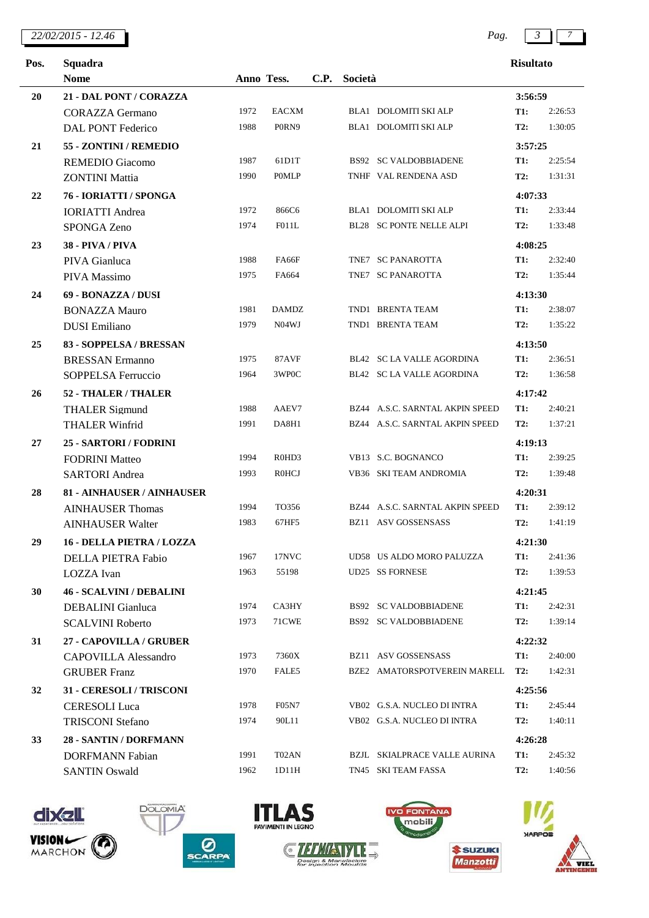| Pos. | Squadra / Nome | Anno | Tess. | C.P. | Società | Risultato | |
|---|---|---|---|---|---|---|---|
| **20** | **21 - DAL PONT / CORAZZA** | | | | | **3:56:59** | |
| | CORAZZA Germano | 1972 | EACXM | | BLA1 DOLOMITI SKI ALP | **T1:** | 2:26:53 |
| | DAL PONT Federico | 1988 | P0RN9 | | BLA1 DOLOMITI SKI ALP | **T2:** | 1:30:05 |
| **21** | **55 - ZONTINI / REMEDIO** | | | | | **3:57:25** | |
| | REMEDIO Giacomo | 1987 | 61D1T | | BS92 SC VALDOBBIADENE | **T1:** | 2:25:54 |
| | ZONTINI Mattia | 1990 | P0MLP | | TNHF VAL RENDENA ASD | **T2:** | 1:31:31 |
| **22** | **76 - IORIATTI / SPONGA** | | | | | **4:07:33** | |
| | IORIATTI Andrea | 1972 | 866C6 | | BLA1 DOLOMITI SKI ALP | **T1:** | 2:33:44 |
| | SPONGA Zeno | 1974 | F011L | | BL28 SC PONTE NELLE ALPI | **T2:** | 1:33:48 |
| **23** | **38 - PIVA / PIVA** | | | | | **4:08:25** | |
| | PIVA Gianluca | 1988 | FA66F | | TNE7 SC PANAROTTA | **T1:** | 2:32:40 |
| | PIVA Massimo | 1975 | FA664 | | TNE7 SC PANAROTTA | **T2:** | 1:35:44 |
| **24** | **69 - BONAZZA / DUSI** | | | | | **4:13:30** | |
| | BONAZZA Mauro | 1981 | DAMDZ | | TND1 BRENTA TEAM | **T1:** | 2:38:07 |
| | DUSI Emiliano | 1979 | N04WJ | | TND1 BRENTA TEAM | **T2:** | 1:35:22 |
| **25** | **83 - SOPPELSA / BRESSAN** | | | | | **4:13:50** | |
| | BRESSAN Ermanno | 1975 | 87AVF | | BL42 SC LA VALLE AGORDINA | **T1:** | 2:36:51 |
| | SOPPELSA Ferruccio | 1964 | 3WP0C | | BL42 SC LA VALLE AGORDINA | **T2:** | 1:36:58 |
| **26** | **52 - THALER / THALER** | | | | | **4:17:42** | |
| | THALER Sigmund | 1988 | AAEV7 | | BZ44 A.S.C. SARNTAL AKPIN SPEED | **T1:** | 2:40:21 |
| | THALER Winfrid | 1991 | DA8H1 | | BZ44 A.S.C. SARNTAL AKPIN SPEED | **T2:** | 1:37:21 |
| **27** | **25 - SARTORI / FODRINI** | | | | | **4:19:13** | |
| | FODRINI Matteo | 1994 | R0HD3 | | VB13 S.C. BOGNANCO | **T1:** | 2:39:25 |
| | SARTORI Andrea | 1993 | R0HCJ | | VB36 SKI TEAM ANDROMIA | **T2:** | 1:39:48 |
| **28** | **81 - AINHAUSER / AINHAUSER** | | | | | **4:20:31** | |
| | AINHAUSER Thomas | 1994 | TO356 | | BZ44 A.S.C. SARNTAL AKPIN SPEED | **T1:** | 2:39:12 |
| | AINHAUSER Walter | 1983 | 67HF5 | | BZ11 ASV GOSSENSASS | **T2:** | 1:41:19 |
| **29** | **16 - DELLA PIETRA / LOZZA** | | | | | **4:21:30** | |
| | DELLA PIETRA Fabio | 1967 | 17NVC | | UD58 US ALDO MORO PALUZZA | **T1:** | 2:41:36 |
| | LOZZA Ivan | 1963 | 55198 | | UD25 SS FORNESE | **T2:** | 1:39:53 |
| **30** | **46 - SCALVINI / DEBALINI** | | | | | **4:21:45** | |
| | DEBALINI Gianluca | 1974 | CA3HY | | BS92 SC VALDOBBIADENE | **T1:** | 2:42:31 |
| | SCALVINI Roberto | 1973 | 71CWE | | BS92 SC VALDOBBIADENE | **T2:** | 1:39:14 |
| **31** | **27 - CAPOVILLA / GRUBER** | | | | | **4:22:32** | |
| | CAPOVILLA Alessandro | 1973 | 7360X | | BZ11 ASV GOSSENSASS | **T1:** | 2:40:00 |
| | GRUBER Franz | 1970 | FALE5 | | BZE2 AMATORSPOTVEREIN MARELL | **T2:** | 1:42:31 |
| **32** | **31 - CERESOLI / TRISCONI** | | | | | **4:25:56** | |
| | CERESOLI Luca | 1978 | F05N7 | | VB02 G.S.A. NUCLEO DI INTRA | **T1:** | 2:45:44 |
| | TRISCONI Stefano | 1974 | 90L11 | | VB02 G.S.A. NUCLEO DI INTRA | **T2:** | 1:40:11 |
| **33** | **28 - SANTIN / DORFMANN** | | | | | **4:26:28** | |
| | DORFMANN Fabian | 1991 | T02AN | | BZJL SKIALPRACE VALLE AURINA | **T1:** | 2:45:32 |
| | SANTIN Oswald | 1962 | 1D11H | | TN45 SKI TEAM FASSA | **T2:** | 1:40:56 |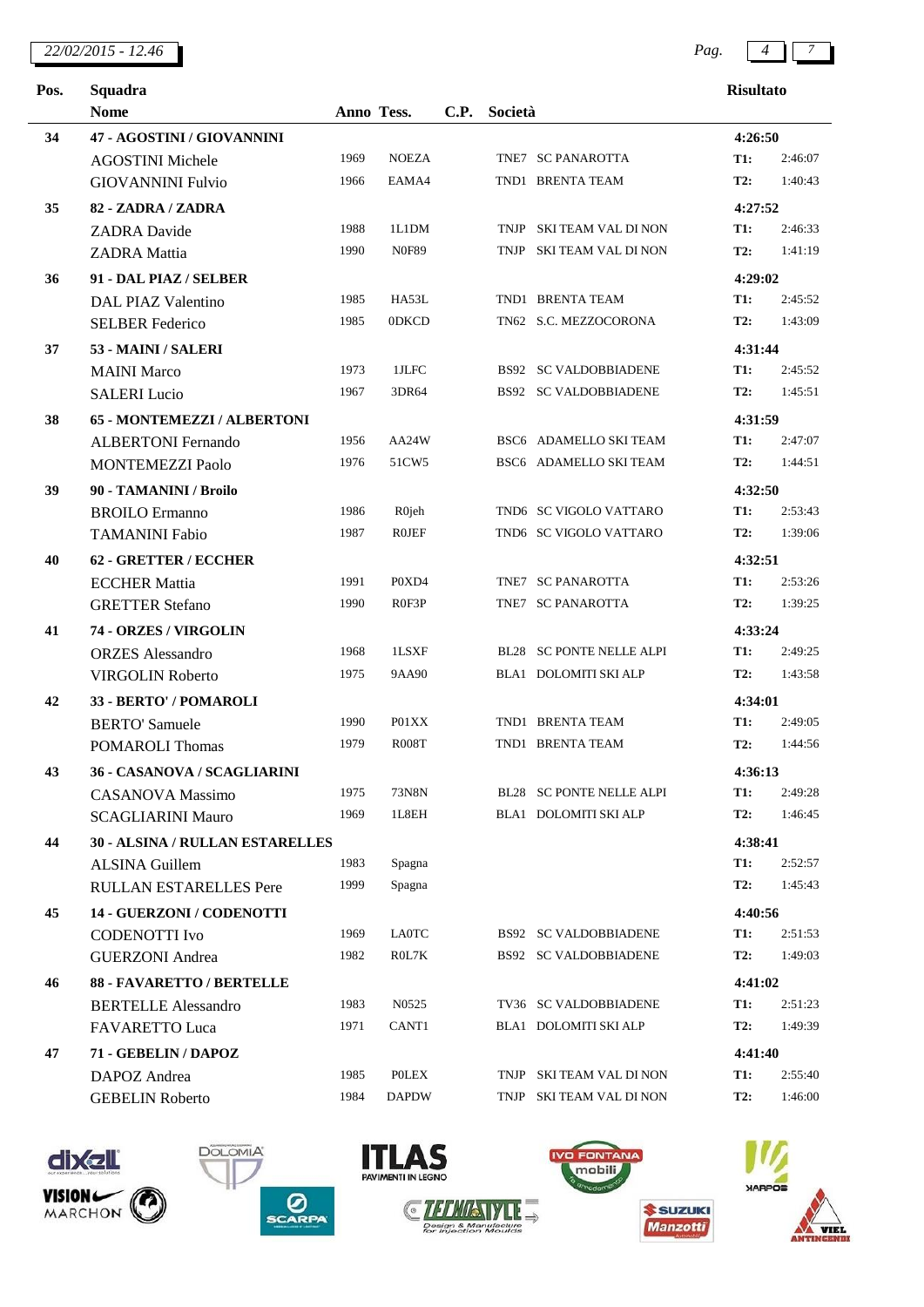| Pos. | Squadra / Nome | Anno | Tess. | C.P. | Società | Risultato | |
|---|---|---|---|---|---|---|---|
| 34 | **47 - AGOSTINI / GIOVANNINI** | | | | | **4:26:50** | |
| | AGOSTINI Michele | 1969 | NOEZA | TNE7 | SC PANAROTTA | **T1:** | 2:46:07 |
| | GIOVANNINI Fulvio | 1966 | EAMA4 | TND1 | BRENTA TEAM | **T2:** | 1:40:43 |
| 35 | **82 - ZADRA / ZADRA** | | | | | **4:27:52** | |
| | ZADRA Davide | 1988 | 1L1DM | TNJP | SKI TEAM VAL DI NON | **T1:** | 2:46:33 |
| | ZADRA Mattia | 1990 | N0F89 | TNJP | SKI TEAM VAL DI NON | **T2:** | 1:41:19 |
| 36 | **91 - DAL PIAZ / SELBER** | | | | | **4:29:02** | |
| | DAL PIAZ Valentino | 1985 | HA53L | TND1 | BRENTA TEAM | **T1:** | 2:45:52 |
| | SELBER Federico | 1985 | 0DKCD | TN62 | S.C. MEZZOCORONA | **T2:** | 1:43:09 |
| 37 | **53 - MAINI / SALERI** | | | | | **4:31:44** | |
| | MAINI Marco | 1973 | 1JLFC | BS92 | SC VALDOBBIADENE | **T1:** | 2:45:52 |
| | SALERI Lucio | 1967 | 3DR64 | BS92 | SC VALDOBBIADENE | **T2:** | 1:45:51 |
| 38 | **65 - MONTEMEZZI / ALBERTONI** | | | | | **4:31:59** | |
| | ALBERTONI Fernando | 1956 | AA24W | BSC6 | ADAMELLO SKI TEAM | **T1:** | 2:47:07 |
| | MONTEMEZZI Paolo | 1976 | 51CW5 | BSC6 | ADAMELLO SKI TEAM | **T2:** | 1:44:51 |
| 39 | **90 - TAMANINI / Broilo** | | | | | **4:32:50** | |
| | BROILO Ermanno | 1986 | R0jeh | TND6 | SC VIGOLO VATTARO | **T1:** | 2:53:43 |
| | TAMANINI Fabio | 1987 | R0JEF | TND6 | SC VIGOLO VATTARO | **T2:** | 1:39:06 |
| 40 | **62 - GRETTER / ECCHER** | | | | | **4:32:51** | |
| | ECCHER Mattia | 1991 | P0XD4 | TNE7 | SC PANAROTTA | **T1:** | 2:53:26 |
| | GRETTER Stefano | 1990 | R0F3P | TNE7 | SC PANAROTTA | **T2:** | 1:39:25 |
| 41 | **74 - ORZES / VIRGOLIN** | | | | | **4:33:24** | |
| | ORZES Alessandro | 1968 | 1LSXF | BL28 | SC PONTE NELLE ALPI | **T1:** | 2:49:25 |
| | VIRGOLIN Roberto | 1975 | 9AA90 | BLA1 | DOLOMITI SKI ALP | **T2:** | 1:43:58 |
| 42 | **33 - BERTO' / POMAROLI** | | | | | **4:34:01** | |
| | BERTO' Samuele | 1990 | P01XX | TND1 | BRENTA TEAM | **T1:** | 2:49:05 |
| | POMAROLI Thomas | 1979 | R008T | TND1 | BRENTA TEAM | **T2:** | 1:44:56 |
| 43 | **36 - CASANOVA / SCAGLIARINI** | | | | | **4:36:13** | |
| | CASANOVA Massimo | 1975 | 73N8N | BL28 | SC PONTE NELLE ALPI | **T1:** | 2:49:28 |
| | SCAGLIARINI Mauro | 1969 | 1L8EH | BLA1 | DOLOMITI SKI ALP | **T2:** | 1:46:45 |
| 44 | **30 - ALSINA / RULLAN ESTARELLES** | | | | | **4:38:41** | |
| | ALSINA Guillem | 1983 | Spagna | | | **T1:** | 2:52:57 |
| | RULLAN ESTARELLES Pere | 1999 | Spagna | | | **T2:** | 1:45:43 |
| 45 | **14 - GUERZONI / CODENOTTI** | | | | | **4:40:56** | |
| | CODENOTTI Ivo | 1969 | LA0TC | BS92 | SC VALDOBBIADENE | **T1:** | 2:51:53 |
| | GUERZONI Andrea | 1982 | R0L7K | BS92 | SC VALDOBBIADENE | **T2:** | 1:49:03 |
| 46 | **88 - FAVARETTO / BERTELLE** | | | | | **4:41:02** | |
| | BERTELLE Alessandro | 1983 | N0525 | TV36 | SC VALDOBBIADENE | **T1:** | 2:51:23 |
| | FAVARETTO Luca | 1971 | CANT1 | BLA1 | DOLOMITI SKI ALP | **T2:** | 1:49:39 |
| 47 | **71 - GEBELIN / DAPOZ** | | | | | **4:41:40** | |
| | DAPOZ Andrea | 1985 | P0LEX | TNJP | SKI TEAM VAL DI NON | **T1:** | 2:55:40 |
| | GEBELIN Roberto | 1984 | DAPDW | TNJP | SKI TEAM VAL DI NON | **T2:** | 1:46:00 |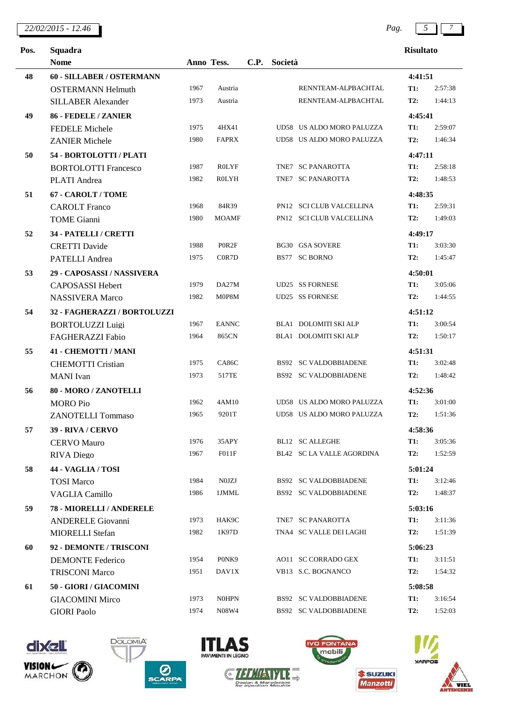| Pos. | Squadra / Nome | Anno | Tess. | C.P. | Società | Risultato | |
|---|---|---|---|---|---|---|---|
| 48 | **60 - SILLABER / OSTERMANN** | | | | | **4:41:51** | |
| | OSTERMANN Helmuth | 1967 | Austria | | RENNTEAM-ALPBACHTAL | **T1:** | 2:57:38 |
| | SILLABER Alexander | 1973 | Austria | | RENNTEAM-ALPBACHTAL | **T2:** | 1:44:13 |
| 49 | **86 - FEDELE / ZANIER** | | | | | **4:45:41** | |
| | FEDELE Michele | 1975 | 4HX41 | UD58 | US ALDO MORO PALUZZA | **T1:** | 2:59:07 |
| | ZANIER Michele | 1980 | FAPRX | UD58 | US ALDO MORO PALUZZA | **T2:** | 1:46:34 |
| 50 | **54 - BORTOLOTTI / PLATI** | | | | | **4:47:11** | |
| | BORTOLOTTI Francesco | 1987 | R0LYF | TNE7 | SC PANAROTTA | **T1:** | 2:58:18 |
| | PLATI Andrea | 1982 | R0LYH | TNE7 | SC PANAROTTA | **T2:** | 1:48:53 |
| 51 | **67 - CAROLT / TOME** | | | | | **4:48:35** | |
| | CAROLT Franco | 1968 | 84R39 | PN12 | SCI CLUB VALCELLINA | **T1:** | 2:59:31 |
| | TOME Gianni | 1980 | MOAMF | PN12 | SCI CLUB VALCELLINA | **T2:** | 1:49:03 |
| 52 | **34 - PATELLI / CRETTI** | | | | | **4:49:17** | |
| | CRETTI Davide | 1988 | P0R2F | BG30 | GSA SOVERE | **T1:** | 3:03:30 |
| | PATELLI Andrea | 1975 | C0R7D | BS77 | SC BORNO | **T2:** | 1:45:47 |
| 53 | **29 - CAPOSASSI / NASSIVERA** | | | | | **4:50:01** | |
| | CAPOSASSI Hebert | 1979 | DA27M | UD25 | SS FORNESE | **T1:** | 3:05:06 |
| | NASSIVERA Marco | 1982 | M0P8M | UD25 | SS FORNESE | **T2:** | 1:44:55 |
| 54 | **32 - FAGHERAZZI / BORTOLUZZI** | | | | | **4:51:12** | |
| | BORTOLUZZI Luigi | 1967 | EANNC | BLA1 | DOLOMITI SKI ALP | **T1:** | 3:00:54 |
| | FAGHERAZZI Fabio | 1964 | 865CN | BLA1 | DOLOMITI SKI ALP | **T2:** | 1:50:17 |
| 55 | **41 - CHEMOTTI / MANI** | | | | | **4:51:31** | |
| | CHEMOTTI Cristian | 1975 | CA86C | BS92 | SC VALDOBBIADENE | **T1:** | 3:02:48 |
| | MANI Ivan | 1973 | 517TE | BS92 | SC VALDOBBIADENE | **T2:** | 1:48:42 |
| 56 | **80 - MORO / ZANOTELLI** | | | | | **4:52:36** | |
| | MORO Pio | 1962 | 4AM10 | UD58 | US ALDO MORO PALUZZA | **T1:** | 3:01:00 |
| | ZANOTELLI Tommaso | 1965 | 9201T | UD58 | US ALDO MORO PALUZZA | **T2:** | 1:51:36 |
| 57 | **39 - RIVA / CERVO** | | | | | **4:58:36** | |
| | CERVO Mauro | 1976 | 35APY | BL12 | SC ALLEGHE | **T1:** | 3:05:36 |
| | RIVA Diego | 1967 | F011F | BL42 | SC LA VALLE AGORDINA | **T2:** | 1:52:59 |
| 58 | **44 - VAGLIA / TOSI** | | | | | **5:01:24** | |
| | TOSI Marco | 1984 | N0JZJ | BS92 | SC VALDOBBIADENE | **T1:** | 3:12:46 |
| | VAGLIA Camillo | 1986 | 1JMML | BS92 | SC VALDOBBIADENE | **T2:** | 1:48:37 |
| 59 | **78 - MIORELLI / ANDERELE** | | | | | **5:03:16** | |
| | ANDERELE Giovanni | 1973 | HAK9C | TNE7 | SC PANAROTTA | **T1:** | 3:11:36 |
| | MIORELLI Stefan | 1982 | 1K97D | TNA4 | SC VALLE DEI LAGHI | **T2:** | 1:51:39 |
| 60 | **92 - DEMONTE / TRISCONI** | | | | | **5:06:23** | |
| | DEMONTE Federico | 1954 | P0NK9 | AO11 | SC CORRADO GEX | **T1:** | 3:11:51 |
| | TRISCONI Marco | 1951 | DAV1X | VB13 | S.C. BOGNANCO | **T2:** | 1:54:32 |
| 61 | **50 - GIORI / GIACOMINI** | | | | | **5:08:58** | |
| | GIACOMINI Mirco | 1973 | N0HPN | BS92 | SC VALDOBBIADENE | **T1:** | 3:16:54 |
| | GIORI Paolo | 1974 | N08W4 | BS92 | SC VALDOBBIADENE | **T2:** | 1:52:03 |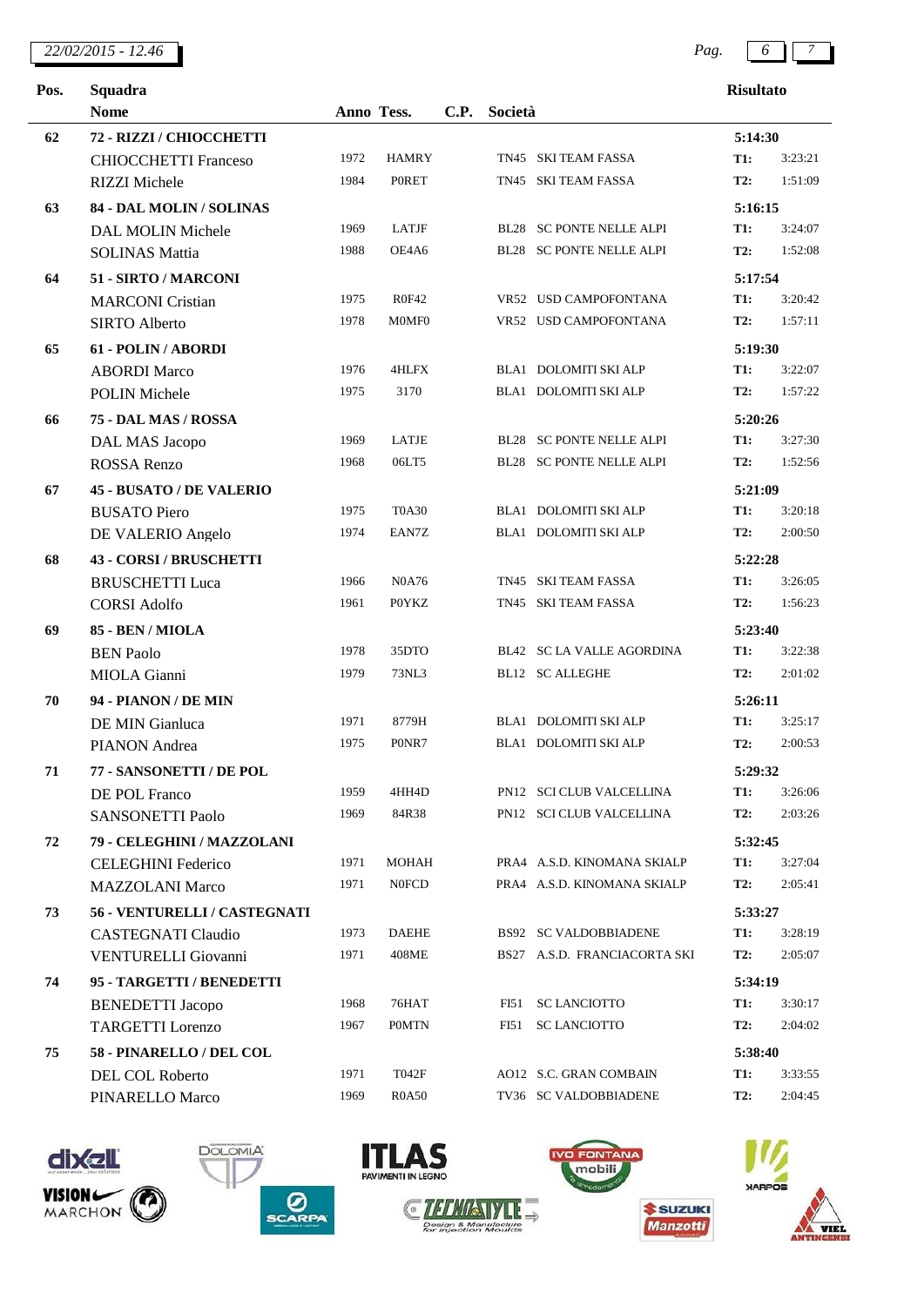| Pos. | Squadra / Nome | Anno | Tess. | C.P. | Società | Risultato | |
|---|---|---|---|---|---|---|---|
| **62** | **72 - RIZZI / CHIOCCHETTI** | | | | | **5:14:30** | |
| | CHIOCCHETTI Franceso | 1972 | HAMRY | | TN45 SKI TEAM FASSA | **T1:** | 3:23:21 |
| | RIZZI Michele | 1984 | P0RET | | TN45 SKI TEAM FASSA | **T2:** | 1:51:09 |
| **63** | **84 - DAL MOLIN / SOLINAS** | | | | | **5:16:15** | |
| | DAL MOLIN Michele | 1969 | LATJF | | BL28 SC PONTE NELLE ALPI | **T1:** | 3:24:07 |
| | SOLINAS Mattia | 1988 | OE4A6 | | BL28 SC PONTE NELLE ALPI | **T2:** | 1:52:08 |
| **64** | **51 - SIRTO / MARCONI** | | | | | **5:17:54** | |
| | MARCONI Cristian | 1975 | R0F42 | | VR52 USD CAMPOFONTANA | **T1:** | 3:20:42 |
| | SIRTO Alberto | 1978 | M0MF0 | | VR52 USD CAMPOFONTANA | **T2:** | 1:57:11 |
| **65** | **61 - POLIN / ABORDI** | | | | | **5:19:30** | |
| | ABORDI Marco | 1976 | 4HLFX | | BLA1 DOLOMITI SKI ALP | **T1:** | 3:22:07 |
| | POLIN Michele | 1975 | 3170 | | BLA1 DOLOMITI SKI ALP | **T2:** | 1:57:22 |
| **66** | **75 - DAL MAS / ROSSA** | | | | | **5:20:26** | |
| | DAL MAS Jacopo | 1969 | LATJE | | BL28 SC PONTE NELLE ALPI | **T1:** | 3:27:30 |
| | ROSSA Renzo | 1968 | 06LT5 | | BL28 SC PONTE NELLE ALPI | **T2:** | 1:52:56 |
| **67** | **45 - BUSATO / DE VALERIO** | | | | | **5:21:09** | |
| | BUSATO Piero | 1975 | T0A30 | | BLA1 DOLOMITI SKI ALP | **T1:** | 3:20:18 |
| | DE VALERIO Angelo | 1974 | EAN7Z | | BLA1 DOLOMITI SKI ALP | **T2:** | 2:00:50 |
| **68** | **43 - CORSI / BRUSCHETTI** | | | | | **5:22:28** | |
| | BRUSCHETTI Luca | 1966 | N0A76 | | TN45 SKI TEAM FASSA | **T1:** | 3:26:05 |
| | CORSI Adolfo | 1961 | P0YKZ | | TN45 SKI TEAM FASSA | **T2:** | 1:56:23 |
| **69** | **85 - BEN / MIOLA** | | | | | **5:23:40** | |
| | BEN Paolo | 1978 | 35DTO | | BL42 SC LA VALLE AGORDINA | **T1:** | 3:22:38 |
| | MIOLA Gianni | 1979 | 73NL3 | | BL12 SC ALLEGHE | **T2:** | 2:01:02 |
| **70** | **94 - PIANON / DE MIN** | | | | | **5:26:11** | |
| | DE MIN Gianluca | 1971 | 8779H | | BLA1 DOLOMITI SKI ALP | **T1:** | 3:25:17 |
| | PIANON Andrea | 1975 | P0NR7 | | BLA1 DOLOMITI SKI ALP | **T2:** | 2:00:53 |
| **71** | **77 - SANSONETTI / DE POL** | | | | | **5:29:32** | |
| | DE POL Franco | 1959 | 4HH4D | | PN12 SCI CLUB VALCELLINA | **T1:** | 3:26:06 |
| | SANSONETTI Paolo | 1969 | 84R38 | | PN12 SCI CLUB VALCELLINA | **T2:** | 2:03:26 |
| **72** | **79 - CELEGHINI / MAZZOLANI** | | | | | **5:32:45** | |
| | CELEGHINI Federico | 1971 | MOHAH | | PRA4 A.S.D. KINOMANA SKIALP | **T1:** | 3:27:04 |
| | MAZZOLANI Marco | 1971 | N0FCD | | PRA4 A.S.D. KINOMANA SKIALP | **T2:** | 2:05:41 |
| **73** | **56 - VENTURELLI / CASTEGNATI** | | | | | **5:33:27** | |
| | CASTEGNATI Claudio | 1973 | DAEHE | | BS92 SC VALDOBBIADENE | **T1:** | 3:28:19 |
| | VENTURELLI Giovanni | 1971 | 408ME | | BS27 A.S.D. FRANCIACORTA SKI | **T2:** | 2:05:07 |
| **74** | **95 - TARGETTI / BENEDETTI** | | | | | **5:34:19** | |
| | BENEDETTI Jacopo | 1968 | 76HAT | | FI51 SC LANCIOTTO | **T1:** | 3:30:17 |
| | TARGETTI Lorenzo | 1967 | P0MTN | | FI51 SC LANCIOTTO | **T2:** | 2:04:02 |
| **75** | **58 - PINARELLO / DEL COL** | | | | | **5:38:40** | |
| | DEL COL Roberto | 1971 | T042F | | AO12 S.C. GRAN COMBAIN | **T1:** | 3:33:55 |
| | PINARELLO Marco | 1969 | R0A50 | | TV36 SC VALDOBBIADENE | **T2:** | 2:04:45 |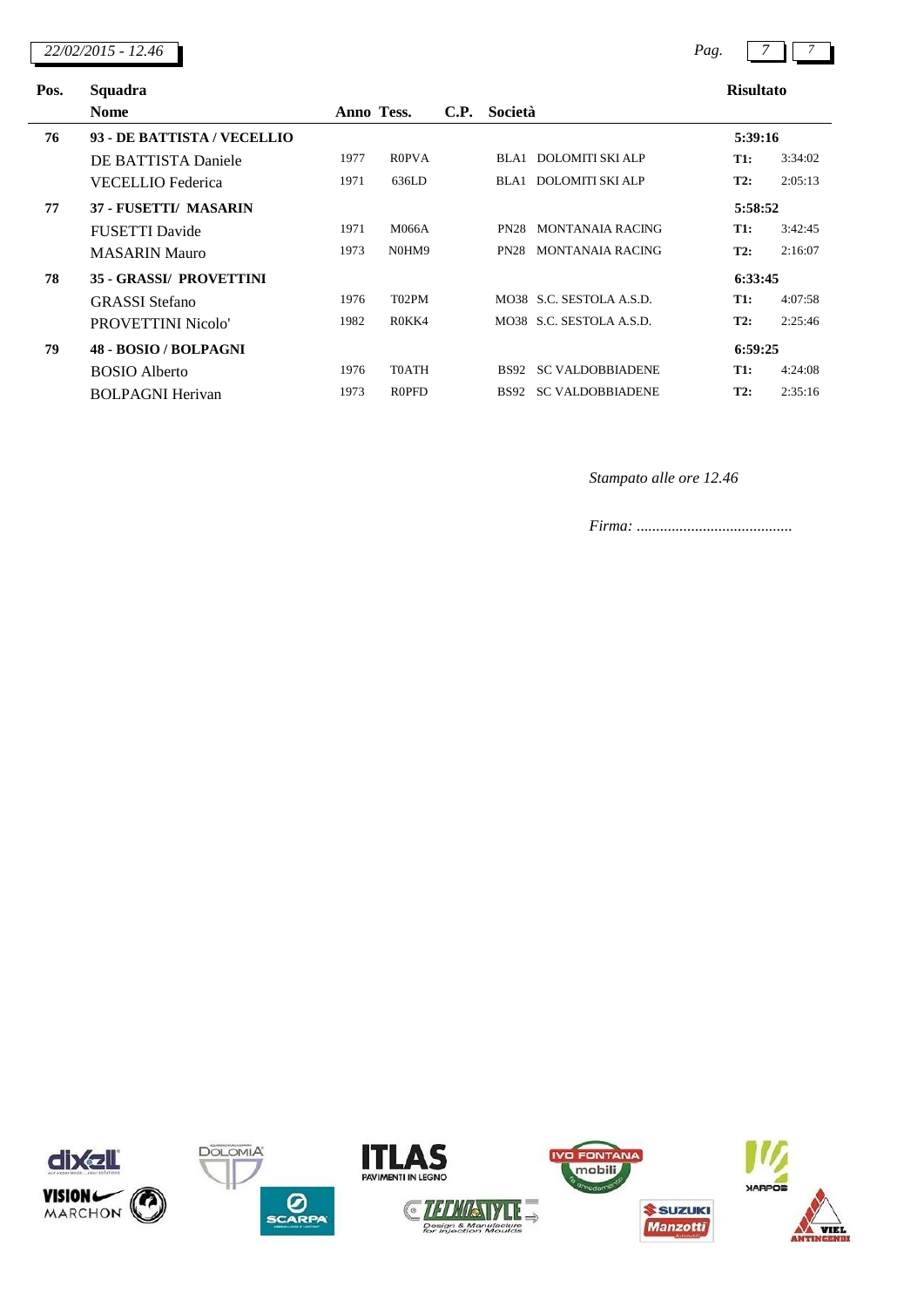| Pos. | Squadra / Nome | Anno | Tess. | C.P. | Società | | Risultato |
|---|---|---|---|---|---|---|---|
| **76** | **93 - DE BATTISTA / VECELLIO** | | | | | | **5:39:16** |
| | DE BATTISTA Daniele | 1977 | R0PVA | | BLA1 | DOLOMITI SKI ALP | **T1:** 3:34:02 |
| | VECELLIO Federica | 1971 | 636LD | | BLA1 | DOLOMITI SKI ALP | **T2:** 2:05:13 |
| **77** | **37 - FUSETTI/ MASARIN** | | | | | | **5:58:52** |
| | FUSETTI Davide | 1971 | M066A | | PN28 | MONTANAIA RACING | **T1:** 3:42:45 |
| | MASARIN Mauro | 1973 | N0HM9 | | PN28 | MONTANAIA RACING | **T2:** 2:16:07 |
| **78** | **35 - GRASSI/ PROVETTINI** | | | | | | **6:33:45** |
| | GRASSI Stefano | 1976 | T02PM | | MO38 | S.C. SESTOLA A.S.D. | **T1:** 4:07:58 |
| | PROVETTINI Nicolo' | 1982 | R0KK4 | | MO38 | S.C. SESTOLA A.S.D. | **T2:** 2:25:46 |
| **79** | **48 - BOSIO / BOLPAGNI** | | | | | | **6:59:25** |
| | BOSIO Alberto | 1976 | T0ATH | | BS92 | SC VALDOBBIADENE | **T1:** 4:24:08 |
| | BOLPAGNI Herivan | 1973 | R0PFD | | BS92 | SC VALDOBBIADENE | **T2:** 2:35:16 |

*Stampato alle ore 12.46*

*Firma: ........................................*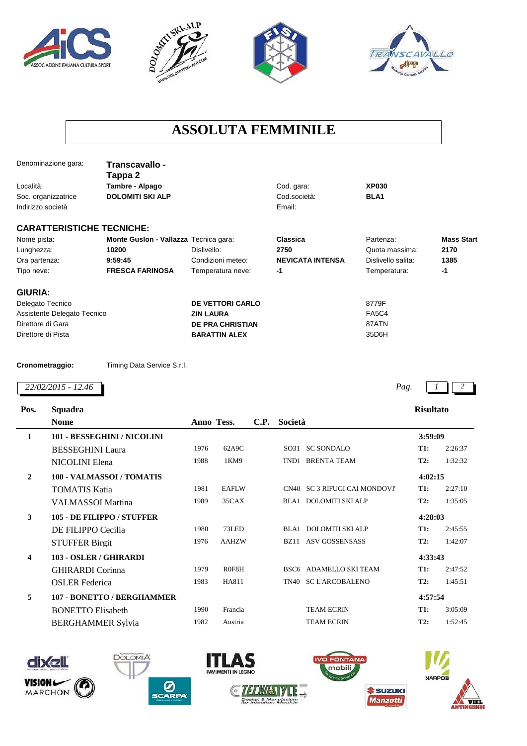# ASSOLUTA FEMMINILE

| | | | | |
|---|---|---|---|---|
| Denominazione gara: | **Transcavallo - Tappa 2** | | | |
| Località: | **Tambre - Alpago** | | Cod. gara: | **XP030** |
| Soc. organizzatrice | **DOLOMITI SKI ALP** | | Cod.società: | **BLA1** |
| Indirizzo società | | | Email: | |

## CARATTERISTICHE TECNICHE:

| | | | | | |
|---|---|---|---|---|---|
| Nome pista: | **Monte Guslon - Vallazza** | Tecnica gara: | **Classica** | Partenza: | **Mass Start** |
| Lunghezza: | **10200** | Dislivello: | **2750** | Quota massima: | **2170** |
| Ora partenza: | **9:59:45** | Condizioni meteo: | **NEVICATA INTENSA** | Dislivello salita: | **1385** |
| Tipo neve: | **FRESCA FARINOSA** | Temperatura neve: | **-1** | Temperatura: | **-1** |

## GIURIA:

| | | |
|---|---|---|
| Delegato Tecnico | **DE VETTORI CARLO** | 8779F |
| Assistente Delegato Tecnico | **ZIN LAURA** | FA5C4 |
| Direttore di Gara | **DE PRA CHRISTIAN** | 87ATN |
| Direttore di Pista | **BARATTIN ALEX** | 35D6H |

**Cronometraggio:** Timing Data Service S.r.l.

*22/02/2015 - 12.46*

| Pos. | Squadra / Nome | Anno | Tess. | C.P. | Società | Risultato | |
|---|---|---|---|---|---|---|---|
| **1** | **101 - BESSEGHINI / NICOLINI** | | | | | **3:59:09** | |
| | BESSEGHINI Laura | 1976 | 62A9C | SO31 | SC SONDALO | **T1:** | 2:26:37 |
| | NICOLINI Elena | 1988 | 1KM9 | TND1 | BRENTA TEAM | **T2:** | 1:32:32 |
| **2** | **100 - VALMASSOI / TOMATIS** | | | | | **4:02:15** | |
| | TOMATIS Katia | 1981 | EAFLW | CN40 | SC 3 RIFUGI CAI MONDOVI' | **T1:** | 2:27:10 |
| | VALMASSOI Martina | 1989 | 35CAX | BLA1 | DOLOMITI SKI ALP | **T2:** | 1:35:05 |
| **3** | **105 - DE FILIPPO / STUFFER** | | | | | **4:28:03** | |
| | DE FILIPPO Cecilia | 1980 | 73LED | BLA1 | DOLOMITI SKI ALP | **T1:** | 2:45:55 |
| | STUFFER Birgit | 1976 | AAHZW | BZ11 | ASV GOSSENSASS | **T2:** | 1:42:07 |
| **4** | **103 - OSLER / GHIRARDI** | | | | | **4:33:43** | |
| | GHIRARDI Corinna | 1979 | R0F8H | BSC6 | ADAMELLO SKI TEAM | **T1:** | 2:47:52 |
| | OSLER Federica | 1983 | HA811 | TN40 | SC L'ARCOBALENO | **T2:** | 1:45:51 |
| **5** | **107 - BONETTO / BERGHAMMER** | | | | | **4:57:54** | |
| | BONETTO Elisabeth | 1990 | Francia | | TEAM ECRIN | **T1:** | 3:05:09 |
| | BERGHAMMER Sylvia | 1982 | Austria | | TEAM ECRIN | **T2:** | 1:52:45 |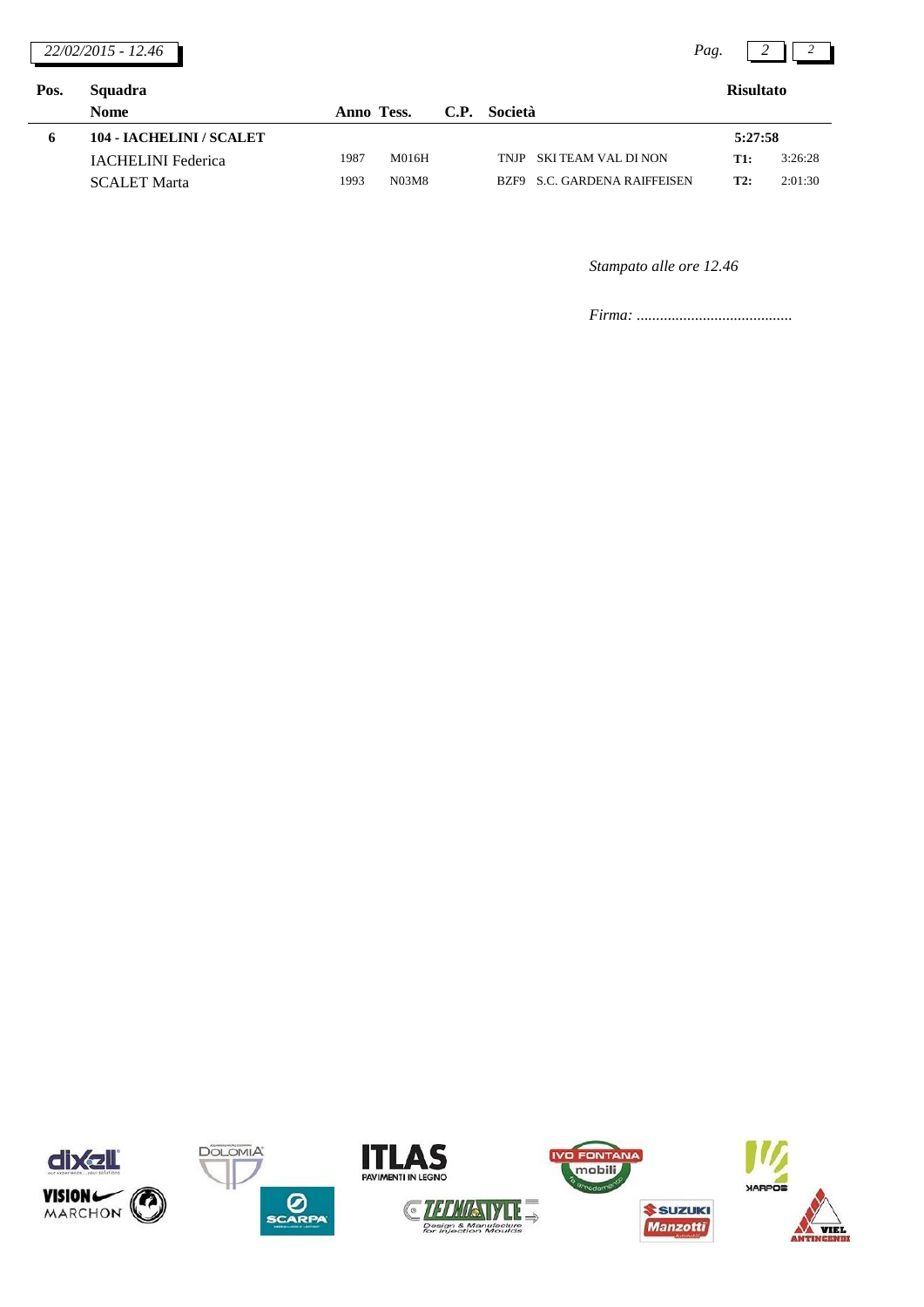| Pos. | Squadra / Nome | Anno | Tess. | C.P. | Società | Risultato | |
|---|---|---|---|---|---|---|---|
| 6 | **104 - IACHELINI / SCALET** | | | | | **5:27:58** | |
| | IACHELINI Federica | 1987 | M016H | TNJP | SKI TEAM VAL DI NON | **T1:** | 3:26:28 |
| | SCALET Marta | 1993 | N03M8 | BZF9 | S.C. GARDENA RAIFFEISEN | **T2:** | 2:01:30 |

*Stampato alle ore 12.46*

*Firma: ........................................*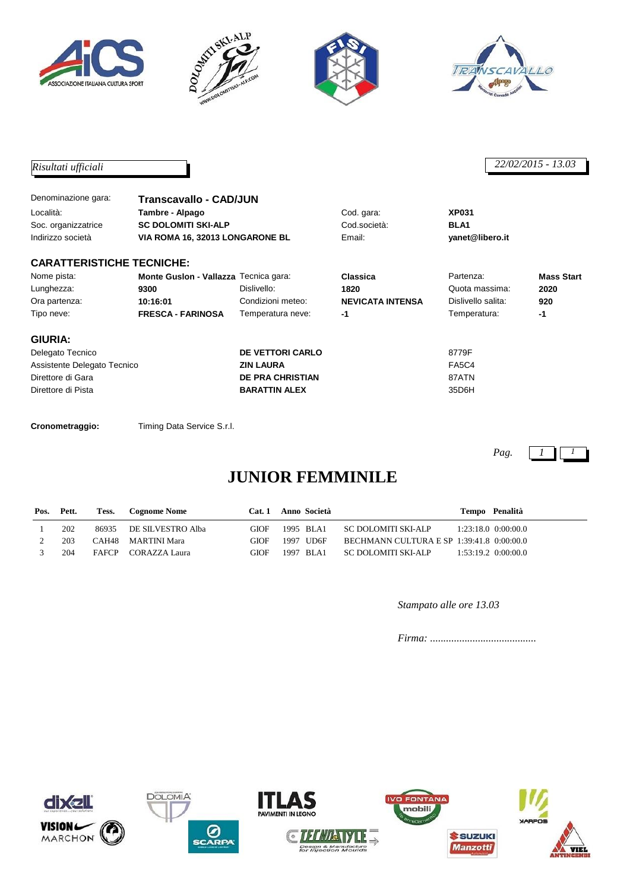*Risultati ufficiali*

*22/02/2015 - 13.03*

| | | | |
|---|---|---|---|
| Denominazione gara: | **Transcavallo - CAD/JUN** | | |
| Località: | **Tambre - Alpago** | Cod. gara: | **XP031** |
| Soc. organizzatrice | **SC DOLOMITI SKI-ALP** | Cod.società: | **BLA1** |
| Indirizzo società | **VIA ROMA 16, 32013 LONGARONE BL** | Email: | **yanet@libero.it** |

## CARATTERISTICHE TECNICHE:

| | | | | | |
|---|---|---|---|---|---|
| Nome pista: | **Monte Guslon - Vallazza** | Tecnica gara: | **Classica** | Partenza: | **Mass Start** |
| Lunghezza: | **9300** | Dislivello: | **1820** | Quota massima: | **2020** |
| Ora partenza: | **10:16:01** | Condizioni meteo: | **NEVICATA INTENSA** | Dislivello salita: | **920** |
| Tipo neve: | **FRESCA - FARINOSA** | Temperatura neve: | **-1** | Temperatura: | **-1** |

## GIURIA:

| | | |
|---|---|---|
| Delegato Tecnico | **DE VETTORI CARLO** | 8779F |
| Assistente Delegato Tecnico | **ZIN LAURA** | FA5C4 |
| Direttore di Gara | **DE PRA CHRISTIAN** | 87ATN |
| Direttore di Pista | **BARATTIN ALEX** | 35D6H |

**Cronometraggio:** Timing Data Service S.r.l.

# JUNIOR FEMMINILE

| Pos. | Pett. | Tess. | Cognome Nome | Cat. 1 | Anno | Società | | Tempo | Penalità |
|---|---|---|---|---|---|---|---|---|---|
| 1 | 202 | 86935 | DE SILVESTRO Alba | GIOF | 1995 | BLA1 | SC DOLOMITI SKI-ALP | 1:23:18.0 | 0:00:00.0 |
| 2 | 203 | CAH48 | MARTINI Mara | GIOF | 1997 | UD6F | BECHMANN CULTURA E SP | 1:39:41.8 | 0:00:00.0 |
| 3 | 204 | FAFCP | CORAZZA Laura | GIOF | 1997 | BLA1 | SC DOLOMITI SKI-ALP | 1:53:19.2 | 0:00:00.0 |

*Stampato alle ore 13.03*

*Firma: ........................................*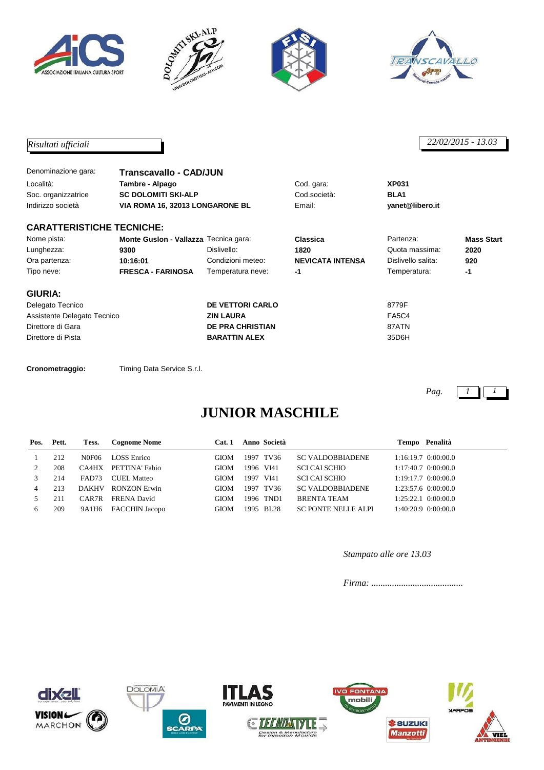*Risultati ufficiali*

*22/02/2015 - 13.03*

| | | | |
|---|---|---|---|
| Denominazione gara: | **Transcavallo - CAD/JUN** | | |
| Località: | **Tambre - Alpago** | Cod. gara: | **XP031** |
| Soc. organizzatrice | **SC DOLOMITI SKI-ALP** | Cod.società: | **BLA1** |
| Indirizzo società | **VIA ROMA 16, 32013 LONGARONE BL** | Email: | **yanet@libero.it** |

**CARATTERISTICHE TECNICHE:**

| | | | | | |
|---|---|---|---|---|---|
| Nome pista: | **Monte Guslon - Vallazza** | Tecnica gara: | **Classica** | Partenza: | **Mass Start** |
| Lunghezza: | **9300** | Dislivello: | **1820** | Quota massima: | **2020** |
| Ora partenza: | **10:16:01** | Condizioni meteo: | **NEVICATA INTENSA** | Dislivello salita: | **920** |
| Tipo neve: | **FRESCA - FARINOSA** | Temperatura neve: | **-1** | Temperatura: | **-1** |

**GIURIA:**

| | | |
|---|---|---|
| Delegato Tecnico | **DE VETTORI CARLO** | 8779F |
| Assistente Delegato Tecnico | **ZIN LAURA** | FA5C4 |
| Direttore di Gara | **DE PRA CHRISTIAN** | 87ATN |
| Direttore di Pista | **BARATTIN ALEX** | 35D6H |

**Cronometraggio:** Timing Data Service S.r.l.

# JUNIOR MASCHILE

| Pos. | Pett. | Tess. | Cognome Nome | Cat. 1 | Anno | Società | | Tempo | Penalità |
|---|---|---|---|---|---|---|---|---|---|
| 1 | 212 | N0F06 | LOSS Enrico | GIOM | 1997 | TV36 | SC VALDOBBIADENE | 1:16:19.7 | 0:00:00.0 |
| 2 | 208 | CA4HX | PETTINA' Fabio | GIOM | 1996 | VI41 | SCI CAI SCHIO | 1:17:40.7 | 0:00:00.0 |
| 3 | 214 | FAD73 | CUEL Matteo | GIOM | 1997 | VI41 | SCI CAI SCHIO | 1:19:17.7 | 0:00:00.0 |
| 4 | 213 | DAKHV | RONZON Erwin | GIOM | 1997 | TV36 | SC VALDOBBIADENE | 1:23:57.6 | 0:00:00.0 |
| 5 | 211 | CAR7R | FRENA David | GIOM | 1996 | TND1 | BRENTA TEAM | 1:25:22.1 | 0:00:00.0 |
| 6 | 209 | 9A1H6 | FACCHIN Jacopo | GIOM | 1995 | BL28 | SC PONTE NELLE ALPI | 1:40:20.9 | 0:00:00.0 |

*Stampato alle ore 13.03*

*Firma: ........................................*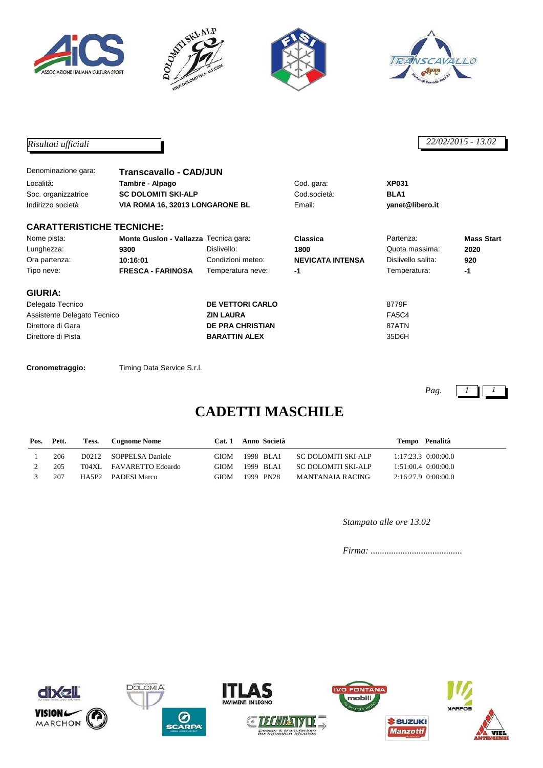*Risultati ufficiali*

*22/02/2015 - 13.02*

| | | | |
|---|---|---|---|
| Denominazione gara: | **Transcavallo - CAD/JUN** | | |
| Località: | **Tambre - Alpago** | Cod. gara: | **XP031** |
| Soc. organizzatrice | **SC DOLOMITI SKI-ALP** | Cod.società: | **BLA1** |
| Indirizzo società | **VIA ROMA 16, 32013 LONGARONE BL** | Email: | **yanet@libero.it** |

### CARATTERISTICHE TECNICHE:

| | | | | | |
|---|---|---|---|---|---|
| Nome pista: | **Monte Guslon - Vallazza** | Tecnica gara: | **Classica** | Partenza: | **Mass Start** |
| Lunghezza: | **9300** | Dislivello: | **1800** | Quota massima: | **2020** |
| Ora partenza: | **10:16:01** | Condizioni meteo: | **NEVICATA INTENSA** | Dislivello salita: | **920** |
| Tipo neve: | **FRESCA - FARINOSA** | Temperatura neve: | **-1** | Temperatura: | **-1** |

### GIURIA:

| | | |
|---|---|---|
| Delegato Tecnico | **DE VETTORI CARLO** | 8779F |
| Assistente Delegato Tecnico | **ZIN LAURA** | FA5C4 |
| Direttore di Gara | **DE PRA CHRISTIAN** | 87ATN |
| Direttore di Pista | **BARATTIN ALEX** | 35D6H |

**Cronometraggio:** Timing Data Service S.r.l.

# CADETTI MASCHILE

| Pos. | Pett. | Tess. | Cognome Nome | Cat. 1 | Anno | Società | | Tempo | Penalità |
|---|---|---|---|---|---|---|---|---|---|
| 1 | 206 | D0212 | SOPPELSA Daniele | GIOM | 1998 | BLA1 | SC DOLOMITI SKI-ALP | 1:17:23.3 | 0:00:00.0 |
| 2 | 205 | T04XL | FAVARETTO Edoardo | GIOM | 1999 | BLA1 | SC DOLOMITI SKI-ALP | 1:51:00.4 | 0:00:00.0 |
| 3 | 207 | HA5P2 | PADESI Marco | GIOM | 1999 | PN28 | MANTANAIA RACING | 2:16:27.9 | 0:00:00.0 |

*Stampato alle ore 13.02*

*Firma: ........................................*